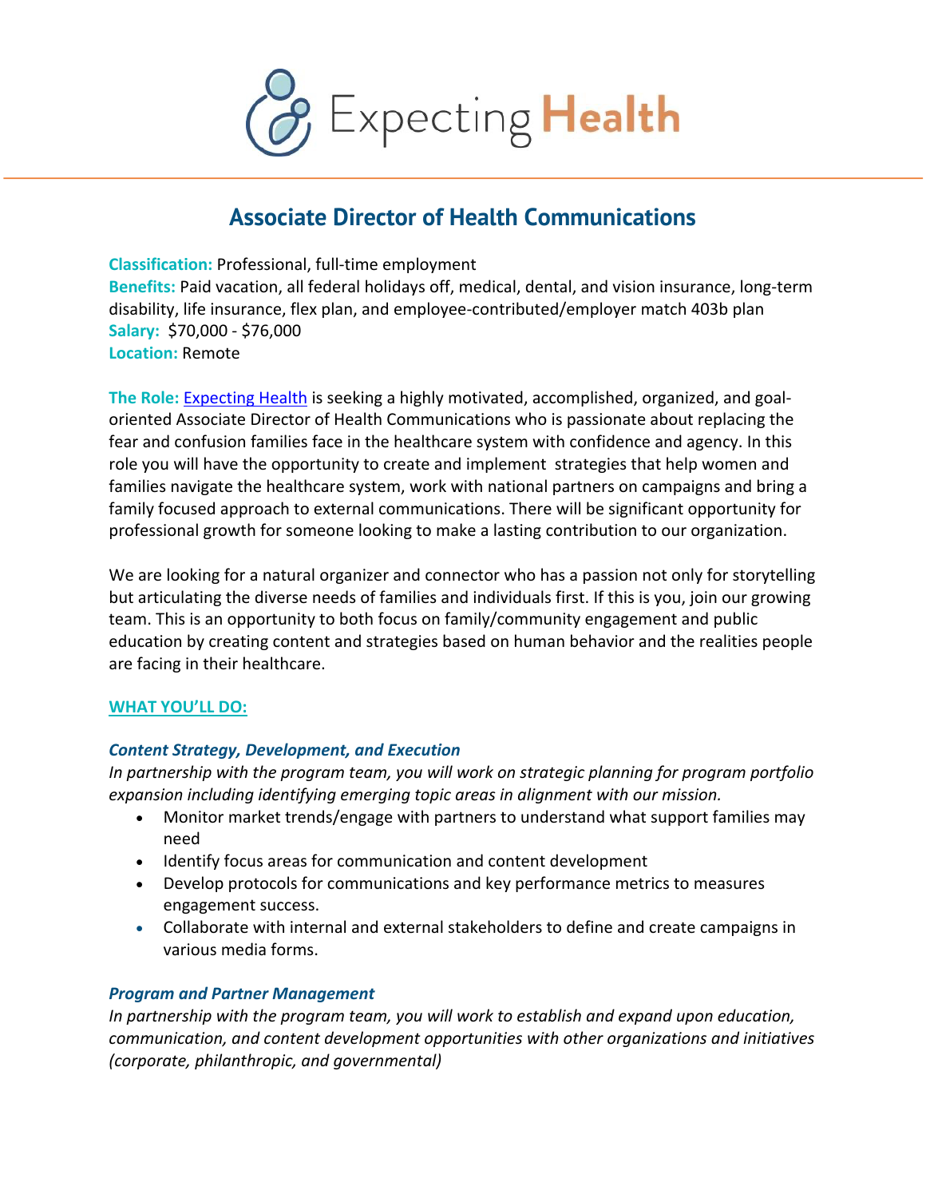Expecting Health

# Associate Director of Health Communications

**Classification:** Professional, full-time employment
**Benefits:** Paid vacation, all federal holidays off, medical, dental, and vision insurance, long-term disability, life insurance, flex plan, and employee-contributed/employer match 403b plan
**Salary:** $70,000 - $76,000
**Location:** Remote

**The Role:** Expecting Health is seeking a highly motivated, accomplished, organized, and goal-oriented Associate Director of Health Communications who is passionate about replacing the fear and confusion families face in the healthcare system with confidence and agency. In this role you will have the opportunity to create and implement strategies that help women and families navigate the healthcare system, work with national partners on campaigns and bring a family focused approach to external communications. There will be significant opportunity for professional growth for someone looking to make a lasting contribution to our organization.

We are looking for a natural organizer and connector who has a passion not only for storytelling but articulating the diverse needs of families and individuals first. If this is you, join our growing team. This is an opportunity to both focus on family/community engagement and public education by creating content and strategies based on human behavior and the realities people are facing in their healthcare.

## WHAT YOU'LL DO:

### *Content Strategy, Development, and Execution*

*In partnership with the program team, you will work on strategic planning for program portfolio expansion including identifying emerging topic areas in alignment with our mission.*

- Monitor market trends/engage with partners to understand what support families may need
- Identify focus areas for communication and content development
- Develop protocols for communications and key performance metrics to measures engagement success.
- Collaborate with internal and external stakeholders to define and create campaigns in various media forms.

### *Program and Partner Management*

*In partnership with the program team, you will work to establish and expand upon education, communication, and content development opportunities with other organizations and initiatives (corporate, philanthropic, and governmental)*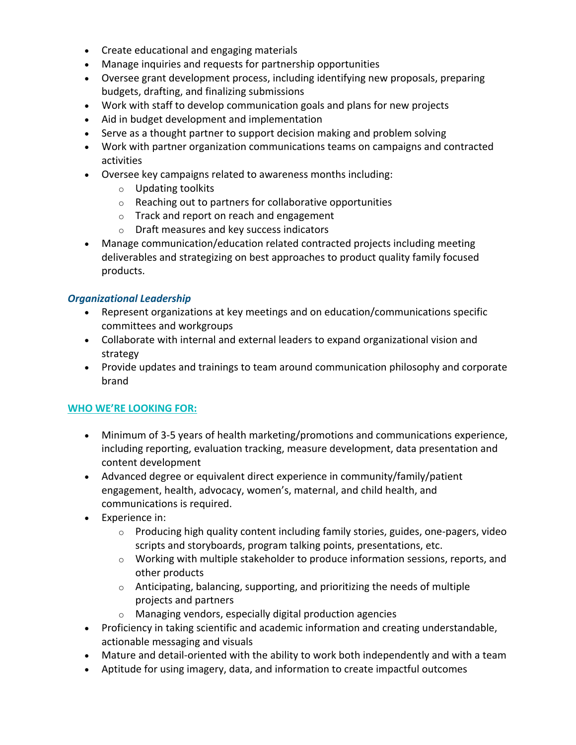- Create educational and engaging materials
- Manage inquiries and requests for partnership opportunities
- Oversee grant development process, including identifying new proposals, preparing budgets, drafting, and finalizing submissions
- Work with staff to develop communication goals and plans for new projects
- Aid in budget development and implementation
- Serve as a thought partner to support decision making and problem solving
- Work with partner organization communications teams on campaigns and contracted activities
- Oversee key campaigns related to awareness months including:
    - Updating toolkits
    - Reaching out to partners for collaborative opportunities
    - Track and report on reach and engagement
    - Draft measures and key success indicators
- Manage communication/education related contracted projects including meeting deliverables and strategizing on best approaches to product quality family focused products.

### *Organizational Leadership*

- Represent organizations at key meetings and on education/communications specific committees and workgroups
- Collaborate with internal and external leaders to expand organizational vision and strategy
- Provide updates and trainings to team around communication philosophy and corporate brand

## WHO WE'RE LOOKING FOR:

- Minimum of 3-5 years of health marketing/promotions and communications experience, including reporting, evaluation tracking, measure development, data presentation and content development
- Advanced degree or equivalent direct experience in community/family/patient engagement, health, advocacy, women's, maternal, and child health, and communications is required.
- Experience in:
    - Producing high quality content including family stories, guides, one-pagers, video scripts and storyboards, program talking points, presentations, etc.
    - Working with multiple stakeholder to produce information sessions, reports, and other products
    - Anticipating, balancing, supporting, and prioritizing the needs of multiple projects and partners
    - Managing vendors, especially digital production agencies
- Proficiency in taking scientific and academic information and creating understandable, actionable messaging and visuals
- Mature and detail-oriented with the ability to work both independently and with a team
- Aptitude for using imagery, data, and information to create impactful outcomes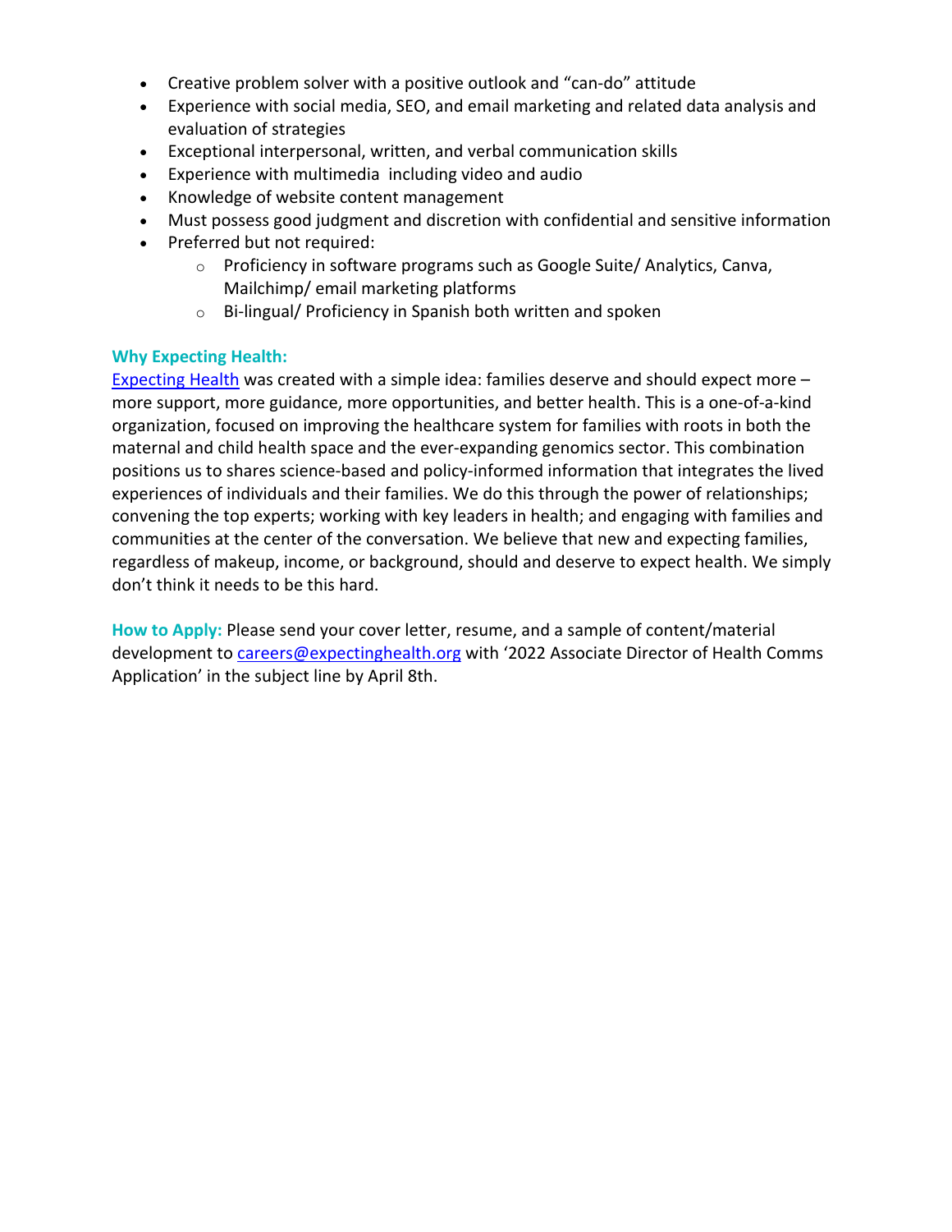- Creative problem solver with a positive outlook and "can-do" attitude
- Experience with social media, SEO, and email marketing and related data analysis and evaluation of strategies
- Exceptional interpersonal, written, and verbal communication skills
- Experience with multimedia including video and audio
- Knowledge of website content management
- Must possess good judgment and discretion with confidential and sensitive information
- Preferred but not required:
  - Proficiency in software programs such as Google Suite/ Analytics, Canva, Mailchimp/ email marketing platforms
  - Bi-lingual/ Proficiency in Spanish both written and spoken

**Why Expecting Health:**

Expecting Health was created with a simple idea: families deserve and should expect more – more support, more guidance, more opportunities, and better health. This is a one-of-a-kind organization, focused on improving the healthcare system for families with roots in both the maternal and child health space and the ever-expanding genomics sector. This combination positions us to shares science-based and policy-informed information that integrates the lived experiences of individuals and their families. We do this through the power of relationships; convening the top experts; working with key leaders in health; and engaging with families and communities at the center of the conversation. We believe that new and expecting families, regardless of makeup, income, or background, should and deserve to expect health. We simply don't think it needs to be this hard.

**How to Apply:** Please send your cover letter, resume, and a sample of content/material development to careers@expectinghealth.org with '2022 Associate Director of Health Comms Application' in the subject line by April 8th.